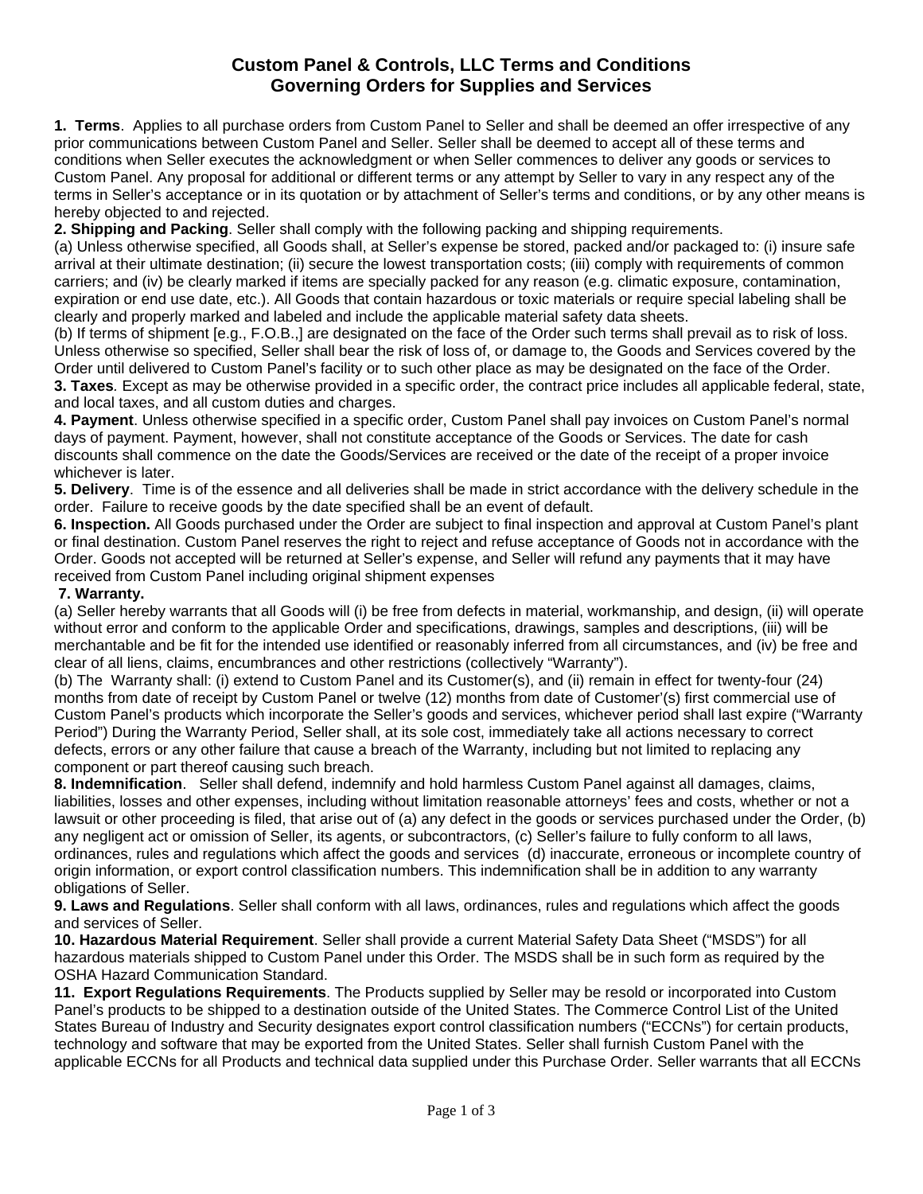# Custom Panel & Controls, LLC Terms and Conditions
# Governing Orders for Supplies and Services

**1. Terms**. Applies to all purchase orders from Custom Panel to Seller and shall be deemed an offer irrespective of any prior communications between Custom Panel and Seller. Seller shall be deemed to accept all of these terms and conditions when Seller executes the acknowledgment or when Seller commences to deliver any goods or services to Custom Panel. Any proposal for additional or different terms or any attempt by Seller to vary in any respect any of the terms in Seller's acceptance or in its quotation or by attachment of Seller's terms and conditions, or by any other means is hereby objected to and rejected.

**2. Shipping and Packing**. Seller shall comply with the following packing and shipping requirements.

(a) Unless otherwise specified, all Goods shall, at Seller's expense be stored, packed and/or packaged to: (i) insure safe arrival at their ultimate destination; (ii) secure the lowest transportation costs; (iii) comply with requirements of common carriers; and (iv) be clearly marked if items are specially packed for any reason (e.g. climatic exposure, contamination, expiration or end use date, etc.). All Goods that contain hazardous or toxic materials or require special labeling shall be clearly and properly marked and labeled and include the applicable material safety data sheets.

(b) If terms of shipment [e.g., F.O.B.,] are designated on the face of the Order such terms shall prevail as to risk of loss. Unless otherwise so specified, Seller shall bear the risk of loss of, or damage to, the Goods and Services covered by the Order until delivered to Custom Panel's facility or to such other place as may be designated on the face of the Order.

**3. Taxes***.* Except as may be otherwise provided in a specific order, the contract price includes all applicable federal, state, and local taxes, and all custom duties and charges.

**4. Payment**. Unless otherwise specified in a specific order, Custom Panel shall pay invoices on Custom Panel's normal days of payment. Payment, however, shall not constitute acceptance of the Goods or Services. The date for cash discounts shall commence on the date the Goods/Services are received or the date of the receipt of a proper invoice whichever is later.

**5. Delivery**. Time is of the essence and all deliveries shall be made in strict accordance with the delivery schedule in the order. Failure to receive goods by the date specified shall be an event of default.

**6. Inspection.** All Goods purchased under the Order are subject to final inspection and approval at Custom Panel's plant or final destination. Custom Panel reserves the right to reject and refuse acceptance of Goods not in accordance with the Order. Goods not accepted will be returned at Seller's expense, and Seller will refund any payments that it may have received from Custom Panel including original shipment expenses

**7. Warranty.**

(a) Seller hereby warrants that all Goods will (i) be free from defects in material, workmanship, and design, (ii) will operate without error and conform to the applicable Order and specifications, drawings, samples and descriptions, (iii) will be merchantable and be fit for the intended use identified or reasonably inferred from all circumstances, and (iv) be free and clear of all liens, claims, encumbrances and other restrictions (collectively "Warranty").

(b) The Warranty shall: (i) extend to Custom Panel and its Customer(s), and (ii) remain in effect for twenty-four (24) months from date of receipt by Custom Panel or twelve (12) months from date of Customer'(s) first commercial use of Custom Panel's products which incorporate the Seller's goods and services, whichever period shall last expire ("Warranty Period") During the Warranty Period, Seller shall, at its sole cost, immediately take all actions necessary to correct defects, errors or any other failure that cause a breach of the Warranty, including but not limited to replacing any component or part thereof causing such breach.

**8. Indemnification**. Seller shall defend, indemnify and hold harmless Custom Panel against all damages, claims, liabilities, losses and other expenses, including without limitation reasonable attorneys' fees and costs, whether or not a lawsuit or other proceeding is filed, that arise out of (a) any defect in the goods or services purchased under the Order, (b) any negligent act or omission of Seller, its agents, or subcontractors, (c) Seller's failure to fully conform to all laws, ordinances, rules and regulations which affect the goods and services (d) inaccurate, erroneous or incomplete country of origin information, or export control classification numbers. This indemnification shall be in addition to any warranty obligations of Seller.

**9. Laws and Regulations**. Seller shall conform with all laws, ordinances, rules and regulations which affect the goods and services of Seller.

**10. Hazardous Material Requirement**. Seller shall provide a current Material Safety Data Sheet ("MSDS") for all hazardous materials shipped to Custom Panel under this Order. The MSDS shall be in such form as required by the OSHA Hazard Communication Standard.

**11. Export Regulations Requirements**. The Products supplied by Seller may be resold or incorporated into Custom Panel's products to be shipped to a destination outside of the United States. The Commerce Control List of the United States Bureau of Industry and Security designates export control classification numbers ("ECCNs") for certain products, technology and software that may be exported from the United States. Seller shall furnish Custom Panel with the applicable ECCNs for all Products and technical data supplied under this Purchase Order. Seller warrants that all ECCNs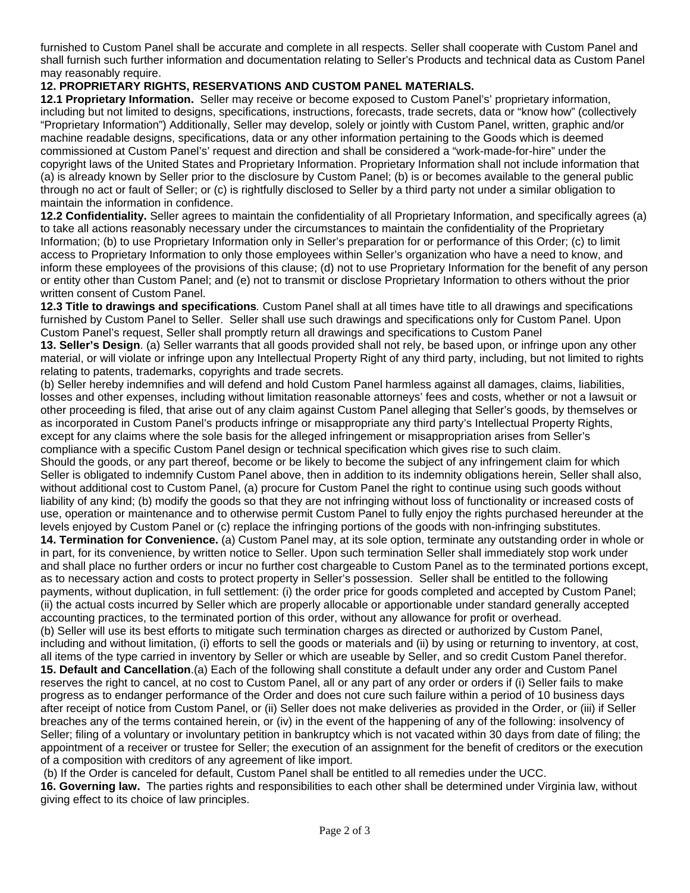furnished to Custom Panel shall be accurate and complete in all respects. Seller shall cooperate with Custom Panel and shall furnish such further information and documentation relating to Seller's Products and technical data as Custom Panel may reasonably require.

**12. PROPRIETARY RIGHTS, RESERVATIONS AND CUSTOM PANEL MATERIALS.**

**12.1 Proprietary Information.** Seller may receive or become exposed to Custom Panel's' proprietary information, including but not limited to designs, specifications, instructions, forecasts, trade secrets, data or "know how" (collectively "Proprietary Information") Additionally, Seller may develop, solely or jointly with Custom Panel, written, graphic and/or machine readable designs, specifications, data or any other information pertaining to the Goods which is deemed commissioned at Custom Panel's' request and direction and shall be considered a "work-made-for-hire" under the copyright laws of the United States and Proprietary Information. Proprietary Information shall not include information that (a) is already known by Seller prior to the disclosure by Custom Panel; (b) is or becomes available to the general public through no act or fault of Seller; or (c) is rightfully disclosed to Seller by a third party not under a similar obligation to maintain the information in confidence.

**12.2 Confidentiality.** Seller agrees to maintain the confidentiality of all Proprietary Information, and specifically agrees (a) to take all actions reasonably necessary under the circumstances to maintain the confidentiality of the Proprietary Information; (b) to use Proprietary Information only in Seller's preparation for or performance of this Order; (c) to limit access to Proprietary Information to only those employees within Seller's organization who have a need to know, and inform these employees of the provisions of this clause; (d) not to use Proprietary Information for the benefit of any person or entity other than Custom Panel; and (e) not to transmit or disclose Proprietary Information to others without the prior written consent of Custom Panel.

**12.3 Title to drawings and specifications***.* Custom Panel shall at all times have title to all drawings and specifications furnished by Custom Panel to Seller. Seller shall use such drawings and specifications only for Custom Panel. Upon Custom Panel's request, Seller shall promptly return all drawings and specifications to Custom Panel

**13. Seller's Design**. (a) Seller warrants that all goods provided shall not rely, be based upon, or infringe upon any other material, or will violate or infringe upon any Intellectual Property Right of any third party, including, but not limited to rights relating to patents, trademarks, copyrights and trade secrets.

(b) Seller hereby indemnifies and will defend and hold Custom Panel harmless against all damages, claims, liabilities, losses and other expenses, including without limitation reasonable attorneys' fees and costs, whether or not a lawsuit or other proceeding is filed, that arise out of any claim against Custom Panel alleging that Seller's goods, by themselves or as incorporated in Custom Panel's products infringe or misappropriate any third party's Intellectual Property Rights, except for any claims where the sole basis for the alleged infringement or misappropriation arises from Seller's compliance with a specific Custom Panel design or technical specification which gives rise to such claim.

Should the goods, or any part thereof, become or be likely to become the subject of any infringement claim for which Seller is obligated to indemnify Custom Panel above, then in addition to its indemnity obligations herein, Seller shall also, without additional cost to Custom Panel, (a) procure for Custom Panel the right to continue using such goods without liability of any kind; (b) modify the goods so that they are not infringing without loss of functionality or increased costs of use, operation or maintenance and to otherwise permit Custom Panel to fully enjoy the rights purchased hereunder at the levels enjoyed by Custom Panel or (c) replace the infringing portions of the goods with non-infringing substitutes.

**14. Termination for Convenience.** (a) Custom Panel may, at its sole option, terminate any outstanding order in whole or in part, for its convenience, by written notice to Seller. Upon such termination Seller shall immediately stop work under and shall place no further orders or incur no further cost chargeable to Custom Panel as to the terminated portions except, as to necessary action and costs to protect property in Seller's possession. Seller shall be entitled to the following payments, without duplication, in full settlement: (i) the order price for goods completed and accepted by Custom Panel; (ii) the actual costs incurred by Seller which are properly allocable or apportionable under standard generally accepted accounting practices, to the terminated portion of this order, without any allowance for profit or overhead.

(b) Seller will use its best efforts to mitigate such termination charges as directed or authorized by Custom Panel, including and without limitation, (i) efforts to sell the goods or materials and (ii) by using or returning to inventory, at cost, all items of the type carried in inventory by Seller or which are useable by Seller, and so credit Custom Panel therefor.

**15. Default and Cancellation**.(a) Each of the following shall constitute a default under any order and Custom Panel reserves the right to cancel, at no cost to Custom Panel, all or any part of any order or orders if (i) Seller fails to make progress as to endanger performance of the Order and does not cure such failure within a period of 10 business days after receipt of notice from Custom Panel, or (ii) Seller does not make deliveries as provided in the Order, or (iii) if Seller breaches any of the terms contained herein, or (iv) in the event of the happening of any of the following: insolvency of Seller; filing of a voluntary or involuntary petition in bankruptcy which is not vacated within 30 days from date of filing; the appointment of a receiver or trustee for Seller; the execution of an assignment for the benefit of creditors or the execution of a composition with creditors of any agreement of like import.

(b) If the Order is canceled for default, Custom Panel shall be entitled to all remedies under the UCC.

**16. Governing law.** The parties rights and responsibilities to each other shall be determined under Virginia law, without giving effect to its choice of law principles.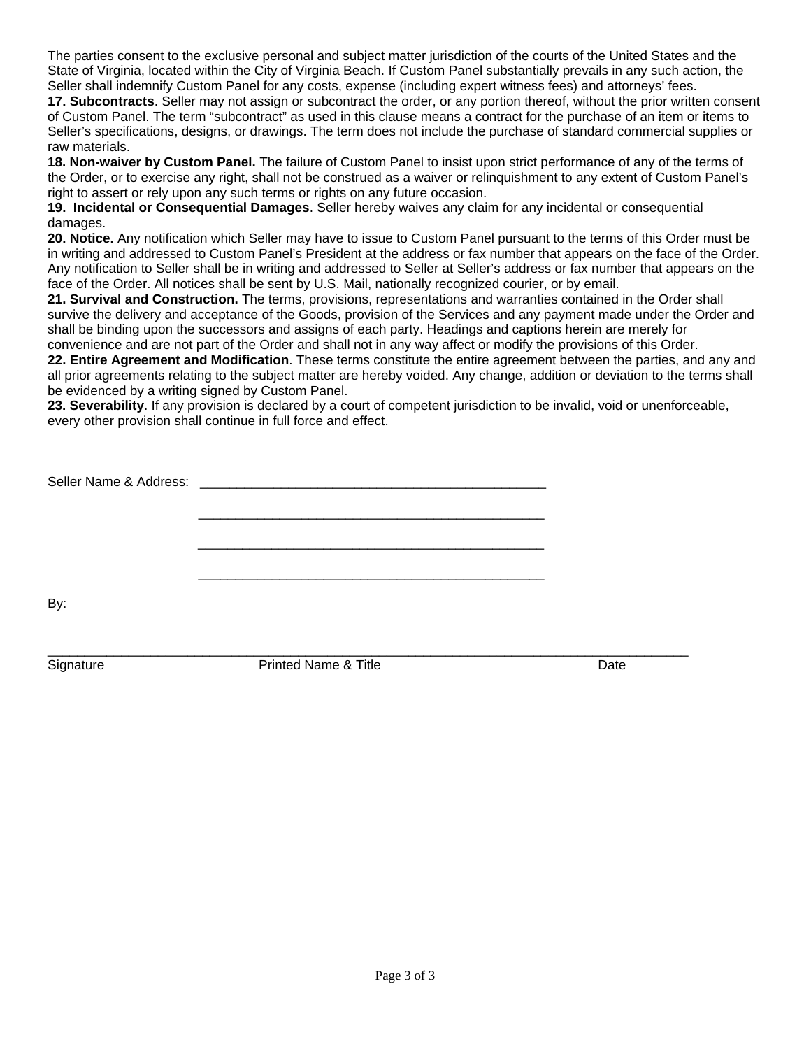The parties consent to the exclusive personal and subject matter jurisdiction of the courts of the United States and the State of Virginia, located within the City of Virginia Beach. If Custom Panel substantially prevails in any such action, the Seller shall indemnify Custom Panel for any costs, expense (including expert witness fees) and attorneys' fees.

**17. Subcontracts**. Seller may not assign or subcontract the order, or any portion thereof, without the prior written consent of Custom Panel. The term "subcontract" as used in this clause means a contract for the purchase of an item or items to Seller's specifications, designs, or drawings. The term does not include the purchase of standard commercial supplies or raw materials.

**18. Non-waiver by Custom Panel.** The failure of Custom Panel to insist upon strict performance of any of the terms of the Order, or to exercise any right, shall not be construed as a waiver or relinquishment to any extent of Custom Panel's right to assert or rely upon any such terms or rights on any future occasion.

**19. Incidental or Consequential Damages**. Seller hereby waives any claim for any incidental or consequential damages.

**20. Notice.** Any notification which Seller may have to issue to Custom Panel pursuant to the terms of this Order must be in writing and addressed to Custom Panel's President at the address or fax number that appears on the face of the Order. Any notification to Seller shall be in writing and addressed to Seller at Seller's address or fax number that appears on the face of the Order. All notices shall be sent by U.S. Mail, nationally recognized courier, or by email.

**21. Survival and Construction.** The terms, provisions, representations and warranties contained in the Order shall survive the delivery and acceptance of the Goods, provision of the Services and any payment made under the Order and shall be binding upon the successors and assigns of each party. Headings and captions herein are merely for convenience and are not part of the Order and shall not in any way affect or modify the provisions of this Order.

**22. Entire Agreement and Modification**. These terms constitute the entire agreement between the parties, and any and all prior agreements relating to the subject matter are hereby voided. Any change, addition or deviation to the terms shall be evidenced by a writing signed by Custom Panel.

**23. Severability**. If any provision is declared by a court of competent jurisdiction to be invalid, void or unenforceable, every other provision shall continue in full force and effect.

Seller Name & Address: ________________________________________________

________________________________________________

________________________________________________

________________________________________________

By:

__________________________________________________________________________________________

Signature                              Printed Name & Title                                                    Date